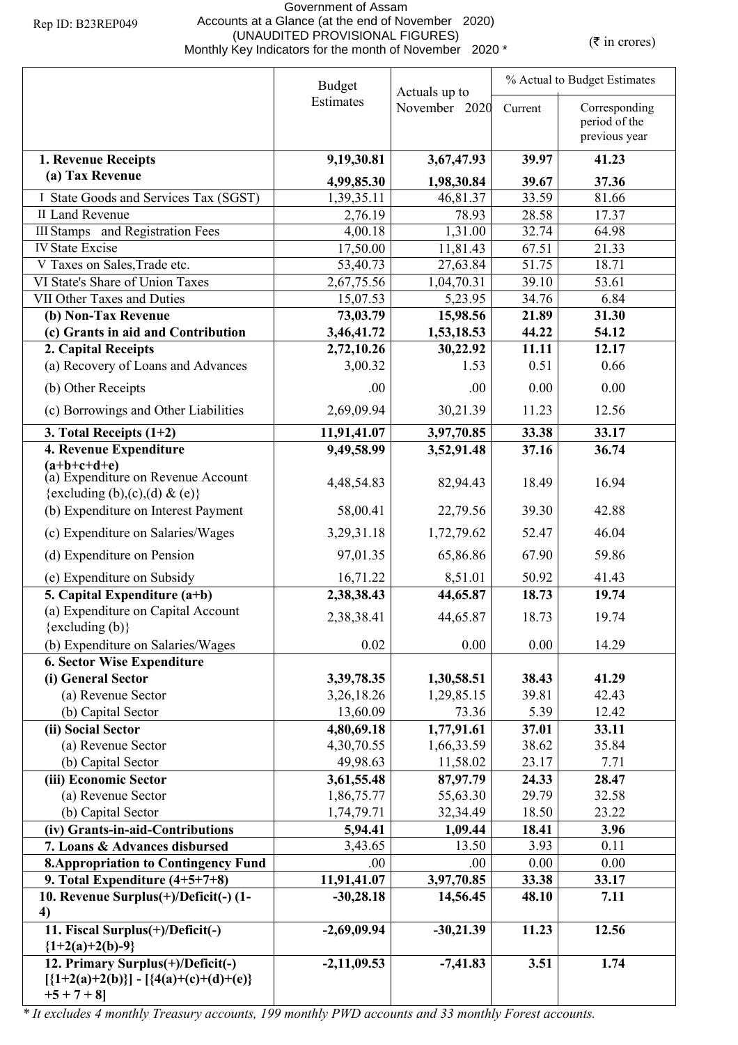Rep ID: B23REP049

Government of Assam
Accounts at a Glance (at the end of November 2020)
(UNAUDITED PROVISIONAL FIGURES)
Monthly Key Indicators for the month of November 2020 *

(₹ in crores)

| | Budget Estimates | Actuals up to November 2020 | % Actual to Budget Estimates | |
|---|---|---|---|---|
| | | | Current | Corresponding period of the previous year |
| **1. Revenue Receipts** | **9,19,30.81** | **3,67,47.93** | **39.97** | **41.23** |
| **(a) Tax Revenue** | **4,99,85.30** | **1,98,30.84** | **39.67** | **37.36** |
| I State Goods and Services Tax (SGST) | 1,39,35.11 | 46,81.37 | 33.59 | 81.66 |
| II Land Revenue | 2,76.19 | 78.93 | 28.58 | 17.37 |
| III Stamps and Registration Fees | 4,00.18 | 1,31.00 | 32.74 | 64.98 |
| IV State Excise | 17,50.00 | 11,81.43 | 67.51 | 21.33 |
| V Taxes on Sales,Trade etc. | 53,40.73 | 27,63.84 | 51.75 | 18.71 |
| VI State's Share of Union Taxes | 2,67,75.56 | 1,04,70.31 | 39.10 | 53.61 |
| VII Other Taxes and Duties | 15,07.53 | 5,23.95 | 34.76 | 6.84 |
| **(b) Non-Tax Revenue** | **73,03.79** | **15,98.56** | **21.89** | **31.30** |
| **(c) Grants in aid and Contribution** | **3,46,41.72** | **1,53,18.53** | **44.22** | **54.12** |
| **2. Capital Receipts** | **2,72,10.26** | **30,22.92** | **11.11** | **12.17** |
| (a) Recovery of Loans and Advances | 3,00.32 | 1.53 | 0.51 | 0.66 |
| (b) Other Receipts | .00 | .00 | 0.00 | 0.00 |
| (c) Borrowings and Other Liabilities | 2,69,09.94 | 30,21.39 | 11.23 | 12.56 |
| **3. Total Receipts (1+2)** | **11,91,41.07** | **3,97,70.85** | **33.38** | **33.17** |
| **4. Revenue Expenditure (a+b+c+d+e)** | **9,49,58.99** | **3,52,91.48** | **37.16** | **36.74** |
| (a) Expenditure on Revenue Account {excluding (b),(c),(d) & (e)} | 4,48,54.83 | 82,94.43 | 18.49 | 16.94 |
| (b) Expenditure on Interest Payment | 58,00.41 | 22,79.56 | 39.30 | 42.88 |
| (c) Expenditure on Salaries/Wages | 3,29,31.18 | 1,72,79.62 | 52.47 | 46.04 |
| (d) Expenditure on Pension | 97,01.35 | 65,86.86 | 67.90 | 59.86 |
| (e) Expenditure on Subsidy | 16,71.22 | 8,51.01 | 50.92 | 41.43 |
| **5. Capital Expenditure (a+b)** | **2,38,38.43** | **44,65.87** | **18.73** | **19.74** |
| (a) Expenditure on Capital Account {excluding (b)} | 2,38,38.41 | 44,65.87 | 18.73 | 19.74 |
| (b) Expenditure on Salaries/Wages | 0.02 | 0.00 | 0.00 | 14.29 |
| **6. Sector Wise Expenditure** | | | | |
| **(i) General Sector** | **3,39,78.35** | **1,30,58.51** | **38.43** | **41.29** |
| (a) Revenue Sector | 3,26,18.26 | 1,29,85.15 | 39.81 | 42.43 |
| (b) Capital Sector | 13,60.09 | 73.36 | 5.39 | 12.42 |
| **(ii) Social Sector** | **4,80,69.18** | **1,77,91.61** | **37.01** | **33.11** |
| (a) Revenue Sector | 4,30,70.55 | 1,66,33.59 | 38.62 | 35.84 |
| (b) Capital Sector | 49,98.63 | 11,58.02 | 23.17 | 7.71 |
| **(iii) Economic Sector** | **3,61,55.48** | **87,97.79** | **24.33** | **28.47** |
| (a) Revenue Sector | 1,86,75.77 | 55,63.30 | 29.79 | 32.58 |
| (b) Capital Sector | 1,74,79.71 | 32,34.49 | 18.50 | 23.22 |
| **(iv) Grants-in-aid-Contributions** | **5,94.41** | **1,09.44** | **18.41** | **3.96** |
| **7. Loans & Advances disbursed** | 3,43.65 | 13.50 | 3.93 | 0.11 |
| **8.Appropriation to Contingency Fund** | .00 | .00 | 0.00 | 0.00 |
| **9. Total Expenditure (4+5+7+8)** | **11,91,41.07** | **3,97,70.85** | **33.38** | **33.17** |
| **10. Revenue Surplus(+)/Deficit(-) (1-4)** | **-30,28.18** | **14,56.45** | **48.10** | **7.11** |
| **11. Fiscal Surplus(+)/Deficit(-) {1+2(a)+2(b)-9}** | **-2,69,09.94** | **-30,21.39** | **11.23** | **12.56** |
| **12. Primary Surplus(+)/Deficit(-) [{1+2(a)+2(b)}] - [{4(a)+(c)+(d)+(e)} +5 + 7 + 8]** | **-2,11,09.53** | **-7,41.83** | **3.51** | **1.74** |

*\* It excludes 4 monthly Treasury accounts, 199 monthly PWD accounts and 33 monthly Forest accounts.*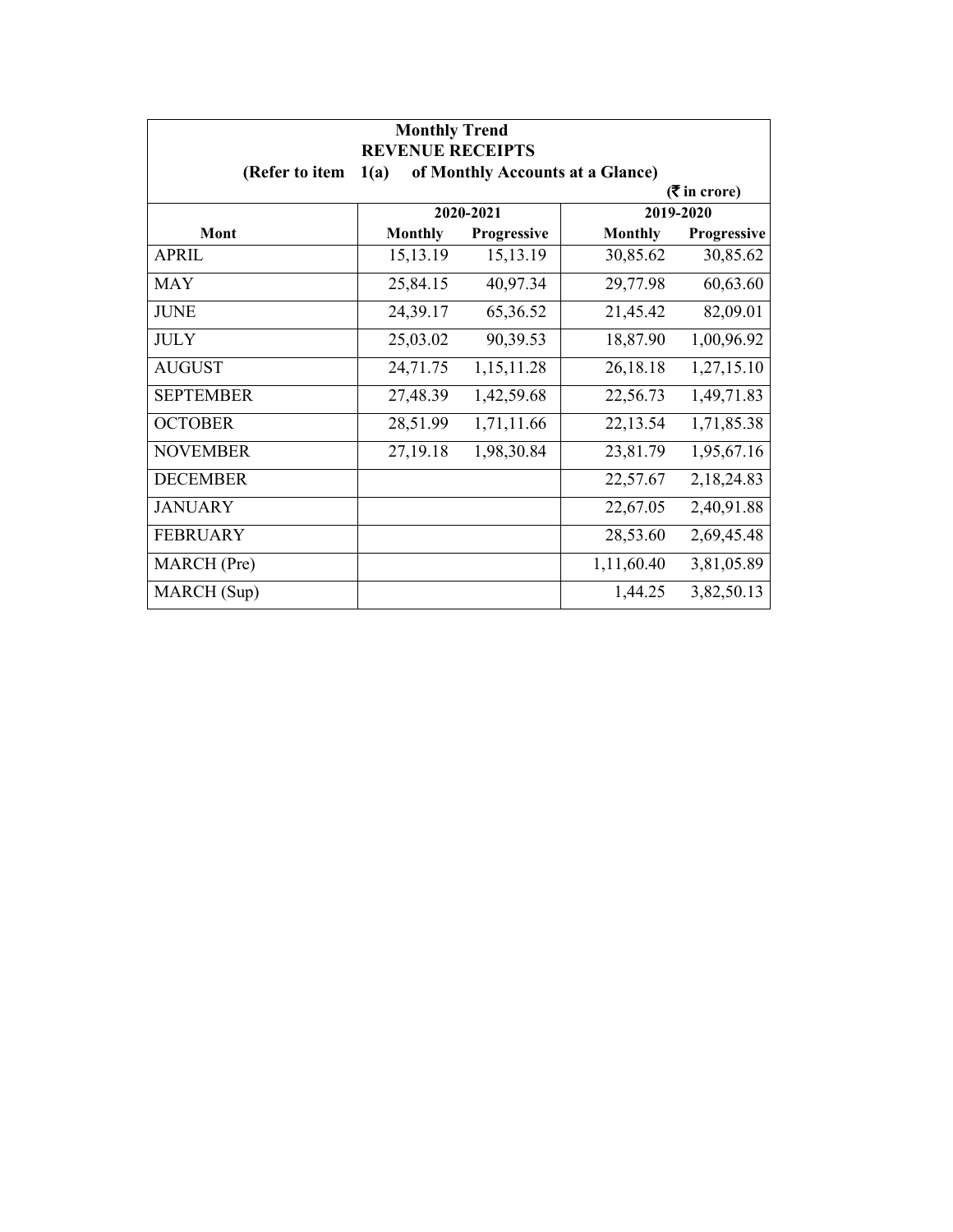**Monthly Trend**

**REVENUE RECEIPTS**

**(Refer to item 1(a) of Monthly Accounts at a Glance)**

**(₹ in crore)**

| Mont | 2020-2021 | | 2019-2020 | |
|---|---|---|---|---|
| | Monthly | Progressive | Monthly | Progressive |
| APRIL | 15,13.19 | 15,13.19 | 30,85.62 | 30,85.62 |
| MAY | 25,84.15 | 40,97.34 | 29,77.98 | 60,63.60 |
| JUNE | 24,39.17 | 65,36.52 | 21,45.42 | 82,09.01 |
| JULY | 25,03.02 | 90,39.53 | 18,87.90 | 1,00,96.92 |
| AUGUST | 24,71.75 | 1,15,11.28 | 26,18.18 | 1,27,15.10 |
| SEPTEMBER | 27,48.39 | 1,42,59.68 | 22,56.73 | 1,49,71.83 |
| OCTOBER | 28,51.99 | 1,71,11.66 | 22,13.54 | 1,71,85.38 |
| NOVEMBER | 27,19.18 | 1,98,30.84 | 23,81.79 | 1,95,67.16 |
| DECEMBER | | | 22,57.67 | 2,18,24.83 |
| JANUARY | | | 22,67.05 | 2,40,91.88 |
| FEBRUARY | | | 28,53.60 | 2,69,45.48 |
| MARCH (Pre) | | | 1,11,60.40 | 3,81,05.89 |
| MARCH (Sup) | | | 1,44.25 | 3,82,50.13 |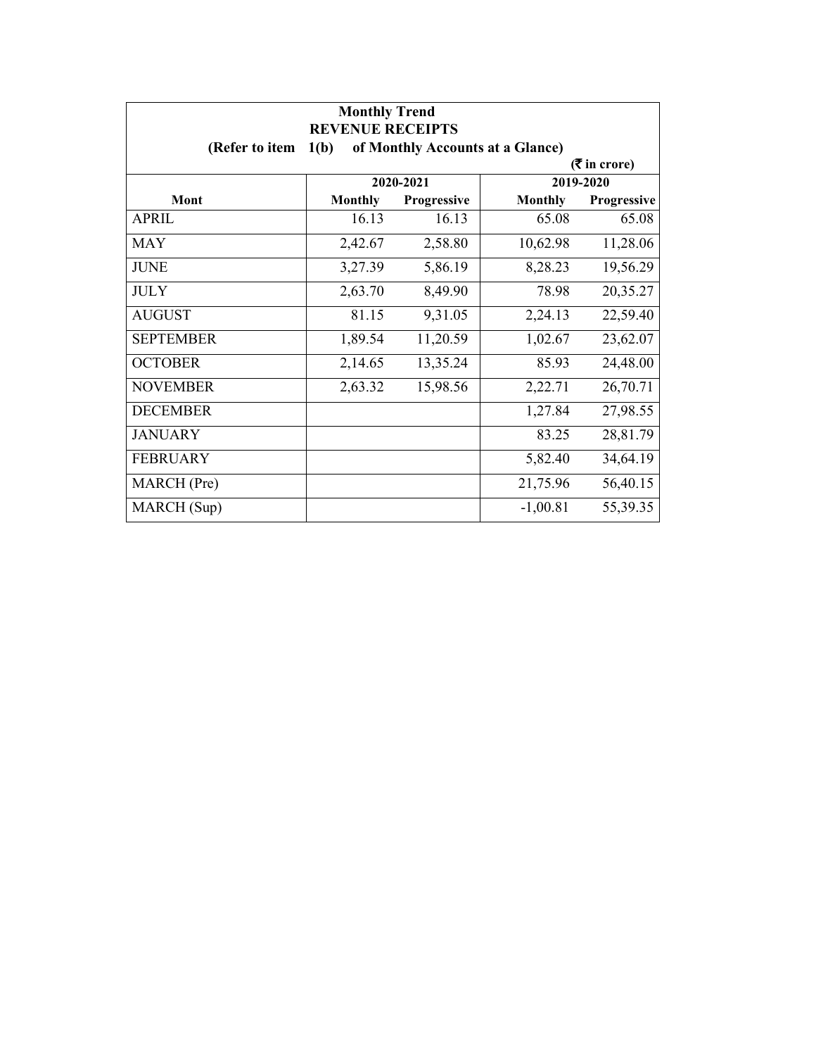**Monthly Trend**

**REVENUE RECEIPTS**

**(Refer to item 1(b) of Monthly Accounts at a Glance)**

**(₹ in crore)**

| Mont | 2020-2021 | | 2019-2020 | |
|---|---|---|---|---|
| | Monthly | Progressive | Monthly | Progressive |
| APRIL | 16.13 | 16.13 | 65.08 | 65.08 |
| MAY | 2,42.67 | 2,58.80 | 10,62.98 | 11,28.06 |
| JUNE | 3,27.39 | 5,86.19 | 8,28.23 | 19,56.29 |
| JULY | 2,63.70 | 8,49.90 | 78.98 | 20,35.27 |
| AUGUST | 81.15 | 9,31.05 | 2,24.13 | 22,59.40 |
| SEPTEMBER | 1,89.54 | 11,20.59 | 1,02.67 | 23,62.07 |
| OCTOBER | 2,14.65 | 13,35.24 | 85.93 | 24,48.00 |
| NOVEMBER | 2,63.32 | 15,98.56 | 2,22.71 | 26,70.71 |
| DECEMBER | | | 1,27.84 | 27,98.55 |
| JANUARY | | | 83.25 | 28,81.79 |
| FEBRUARY | | | 5,82.40 | 34,64.19 |
| MARCH (Pre) | | | 21,75.96 | 56,40.15 |
| MARCH (Sup) | | | -1,00.81 | 55,39.35 |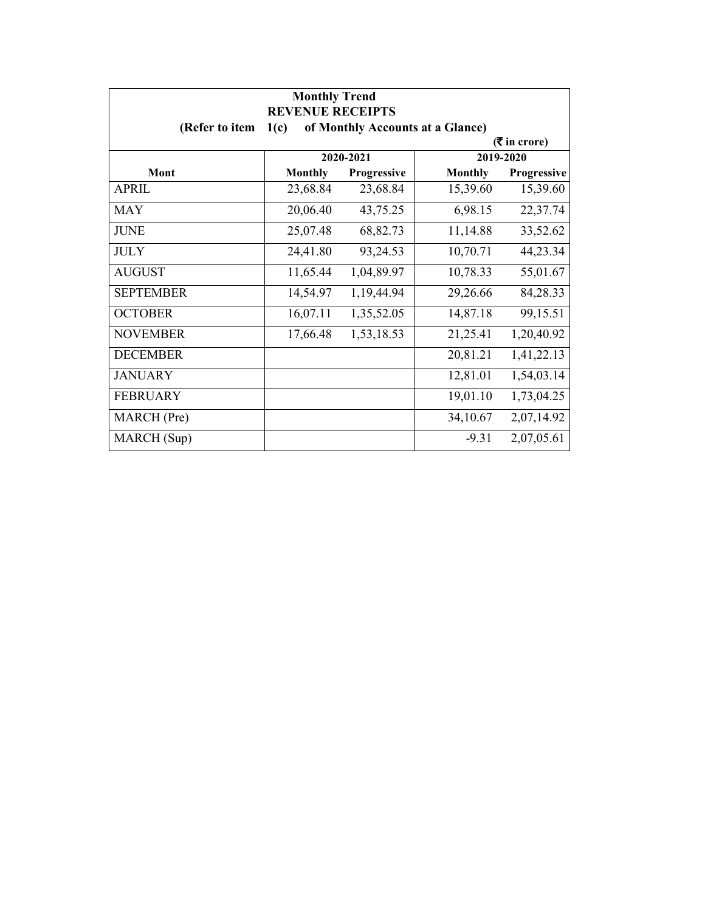**Monthly Trend**
**REVENUE RECEIPTS**
**(Refer to item 1(c) of Monthly Accounts at a Glance)**

**(₹ in crore)**

| Mont | 2020-2021 | | 2019-2020 | |
|---|---|---|---|---|
| | Monthly | Progressive | Monthly | Progressive |
| APRIL | 23,68.84 | 23,68.84 | 15,39.60 | 15,39.60 |
| MAY | 20,06.40 | 43,75.25 | 6,98.15 | 22,37.74 |
| JUNE | 25,07.48 | 68,82.73 | 11,14.88 | 33,52.62 |
| JULY | 24,41.80 | 93,24.53 | 10,70.71 | 44,23.34 |
| AUGUST | 11,65.44 | 1,04,89.97 | 10,78.33 | 55,01.67 |
| SEPTEMBER | 14,54.97 | 1,19,44.94 | 29,26.66 | 84,28.33 |
| OCTOBER | 16,07.11 | 1,35,52.05 | 14,87.18 | 99,15.51 |
| NOVEMBER | 17,66.48 | 1,53,18.53 | 21,25.41 | 1,20,40.92 |
| DECEMBER | | | 20,81.21 | 1,41,22.13 |
| JANUARY | | | 12,81.01 | 1,54,03.14 |
| FEBRUARY | | | 19,01.10 | 1,73,04.25 |
| MARCH (Pre) | | | 34,10.67 | 2,07,14.92 |
| MARCH (Sup) | | | -9.31 | 2,07,05.61 |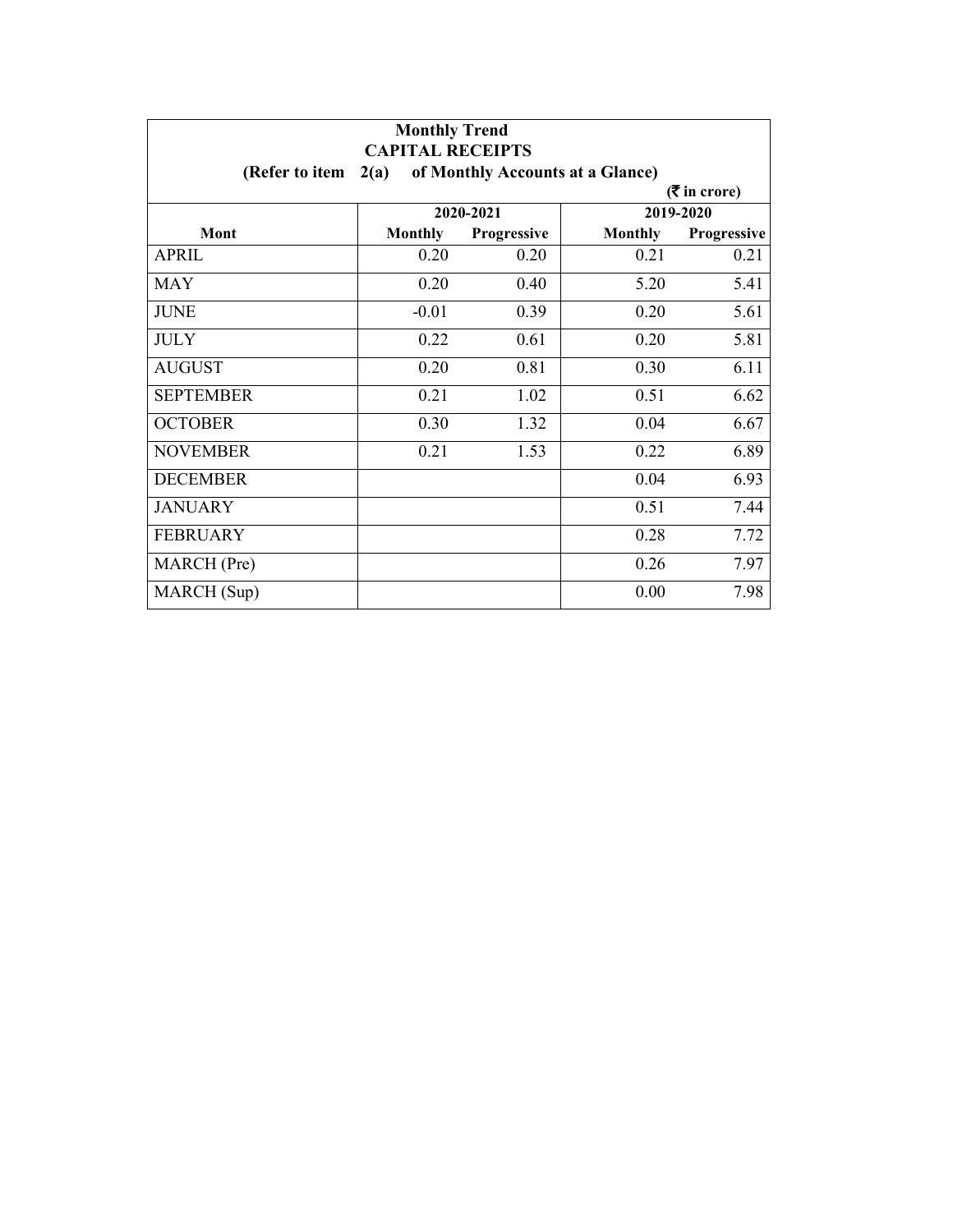**Monthly Trend**

**CAPITAL RECEIPTS**

**(Refer to item 2(a) of Monthly Accounts at a Glance)**

**(₹ in crore)**

| Mont | 2020-2021 | | 2019-2020 | |
|---|---|---|---|---|
| | Monthly | Progressive | Monthly | Progressive |
| APRIL | 0.20 | 0.20 | 0.21 | 0.21 |
| MAY | 0.20 | 0.40 | 5.20 | 5.41 |
| JUNE | -0.01 | 0.39 | 0.20 | 5.61 |
| JULY | 0.22 | 0.61 | 0.20 | 5.81 |
| AUGUST | 0.20 | 0.81 | 0.30 | 6.11 |
| SEPTEMBER | 0.21 | 1.02 | 0.51 | 6.62 |
| OCTOBER | 0.30 | 1.32 | 0.04 | 6.67 |
| NOVEMBER | 0.21 | 1.53 | 0.22 | 6.89 |
| DECEMBER | | | 0.04 | 6.93 |
| JANUARY | | | 0.51 | 7.44 |
| FEBRUARY | | | 0.28 | 7.72 |
| MARCH (Pre) | | | 0.26 | 7.97 |
| MARCH (Sup) | | | 0.00 | 7.98 |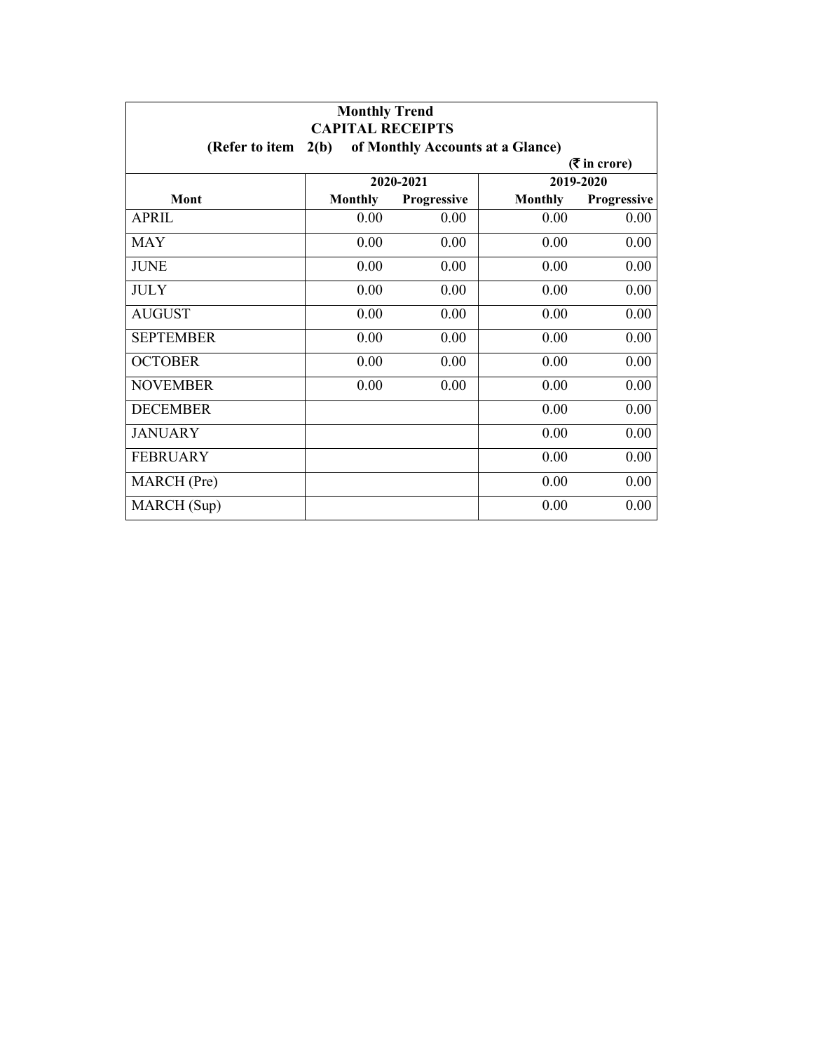**Monthly Trend**
**CAPITAL RECEIPTS**
**(Refer to item 2(b) of Monthly Accounts at a Glance)**

**(₹ in crore)**

| Mont | 2020-2021 | | 2019-2020 | |
|---|---|---|---|---|
| | Monthly | Progressive | Monthly | Progressive |
| APRIL | 0.00 | 0.00 | 0.00 | 0.00 |
| MAY | 0.00 | 0.00 | 0.00 | 0.00 |
| JUNE | 0.00 | 0.00 | 0.00 | 0.00 |
| JULY | 0.00 | 0.00 | 0.00 | 0.00 |
| AUGUST | 0.00 | 0.00 | 0.00 | 0.00 |
| SEPTEMBER | 0.00 | 0.00 | 0.00 | 0.00 |
| OCTOBER | 0.00 | 0.00 | 0.00 | 0.00 |
| NOVEMBER | 0.00 | 0.00 | 0.00 | 0.00 |
| DECEMBER | | | 0.00 | 0.00 |
| JANUARY | | | 0.00 | 0.00 |
| FEBRUARY | | | 0.00 | 0.00 |
| MARCH (Pre) | | | 0.00 | 0.00 |
| MARCH (Sup) | | | 0.00 | 0.00 |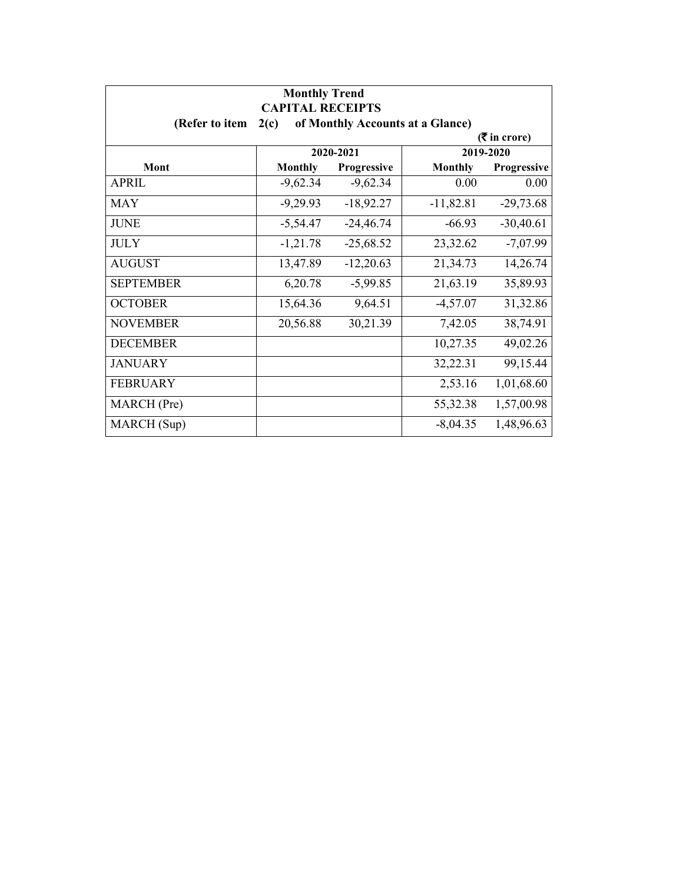**Monthly Trend**

**CAPITAL RECEIPTS**

**(Refer to item 2(c) of Monthly Accounts at a Glance)**

**(₹ in crore)**

| Mont | 2020-2021 | | 2019-2020 | |
|---|---|---|---|---|
| | **Monthly** | **Progressive** | **Monthly** | **Progressive** |
| APRIL | -9,62.34 | -9,62.34 | 0.00 | 0.00 |
| MAY | -9,29.93 | -18,92.27 | -11,82.81 | -29,73.68 |
| JUNE | -5,54.47 | -24,46.74 | -66.93 | -30,40.61 |
| JULY | -1,21.78 | -25,68.52 | 23,32.62 | -7,07.99 |
| AUGUST | 13,47.89 | -12,20.63 | 21,34.73 | 14,26.74 |
| SEPTEMBER | 6,20.78 | -5,99.85 | 21,63.19 | 35,89.93 |
| OCTOBER | 15,64.36 | 9,64.51 | -4,57.07 | 31,32.86 |
| NOVEMBER | 20,56.88 | 30,21.39 | 7,42.05 | 38,74.91 |
| DECEMBER | | | 10,27.35 | 49,02.26 |
| JANUARY | | | 32,22.31 | 99,15.44 |
| FEBRUARY | | | 2,53.16 | 1,01,68.60 |
| MARCH (Pre) | | | 55,32.38 | 1,57,00.98 |
| MARCH (Sup) | | | -8,04.35 | 1,48,96.63 |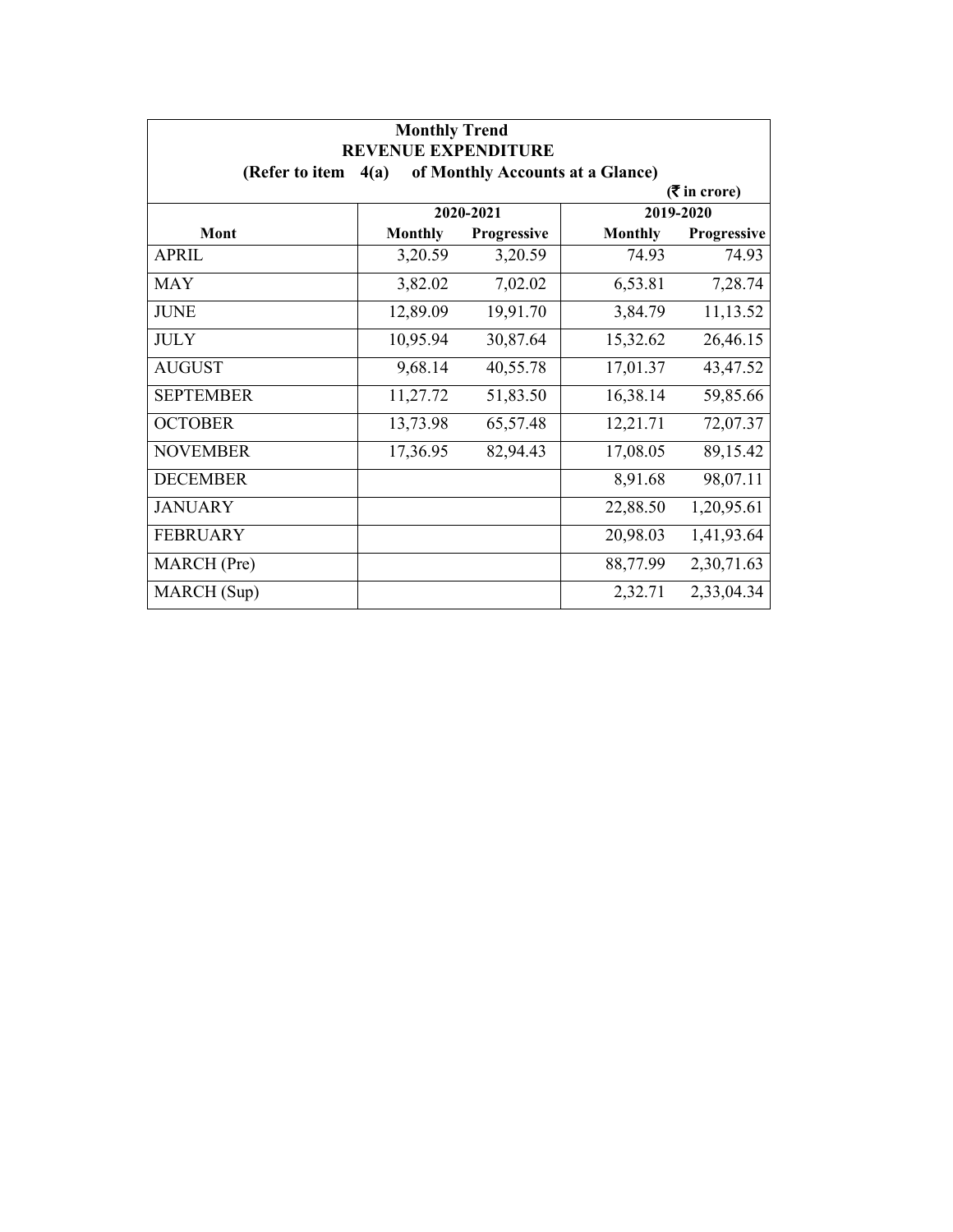**Monthly Trend**
**REVENUE EXPENDITURE**
**(Refer to item 4(a) of Monthly Accounts at a Glance)**

**(₹ in crore)**

| Mont | 2020-2021 | | 2019-2020 | |
|---|---|---|---|---|
| | Monthly | Progressive | Monthly | Progressive |
| APRIL | 3,20.59 | 3,20.59 | 74.93 | 74.93 |
| MAY | 3,82.02 | 7,02.02 | 6,53.81 | 7,28.74 |
| JUNE | 12,89.09 | 19,91.70 | 3,84.79 | 11,13.52 |
| JULY | 10,95.94 | 30,87.64 | 15,32.62 | 26,46.15 |
| AUGUST | 9,68.14 | 40,55.78 | 17,01.37 | 43,47.52 |
| SEPTEMBER | 11,27.72 | 51,83.50 | 16,38.14 | 59,85.66 |
| OCTOBER | 13,73.98 | 65,57.48 | 12,21.71 | 72,07.37 |
| NOVEMBER | 17,36.95 | 82,94.43 | 17,08.05 | 89,15.42 |
| DECEMBER | | | 8,91.68 | 98,07.11 |
| JANUARY | | | 22,88.50 | 1,20,95.61 |
| FEBRUARY | | | 20,98.03 | 1,41,93.64 |
| MARCH (Pre) | | | 88,77.99 | 2,30,71.63 |
| MARCH (Sup) | | | 2,32.71 | 2,33,04.34 |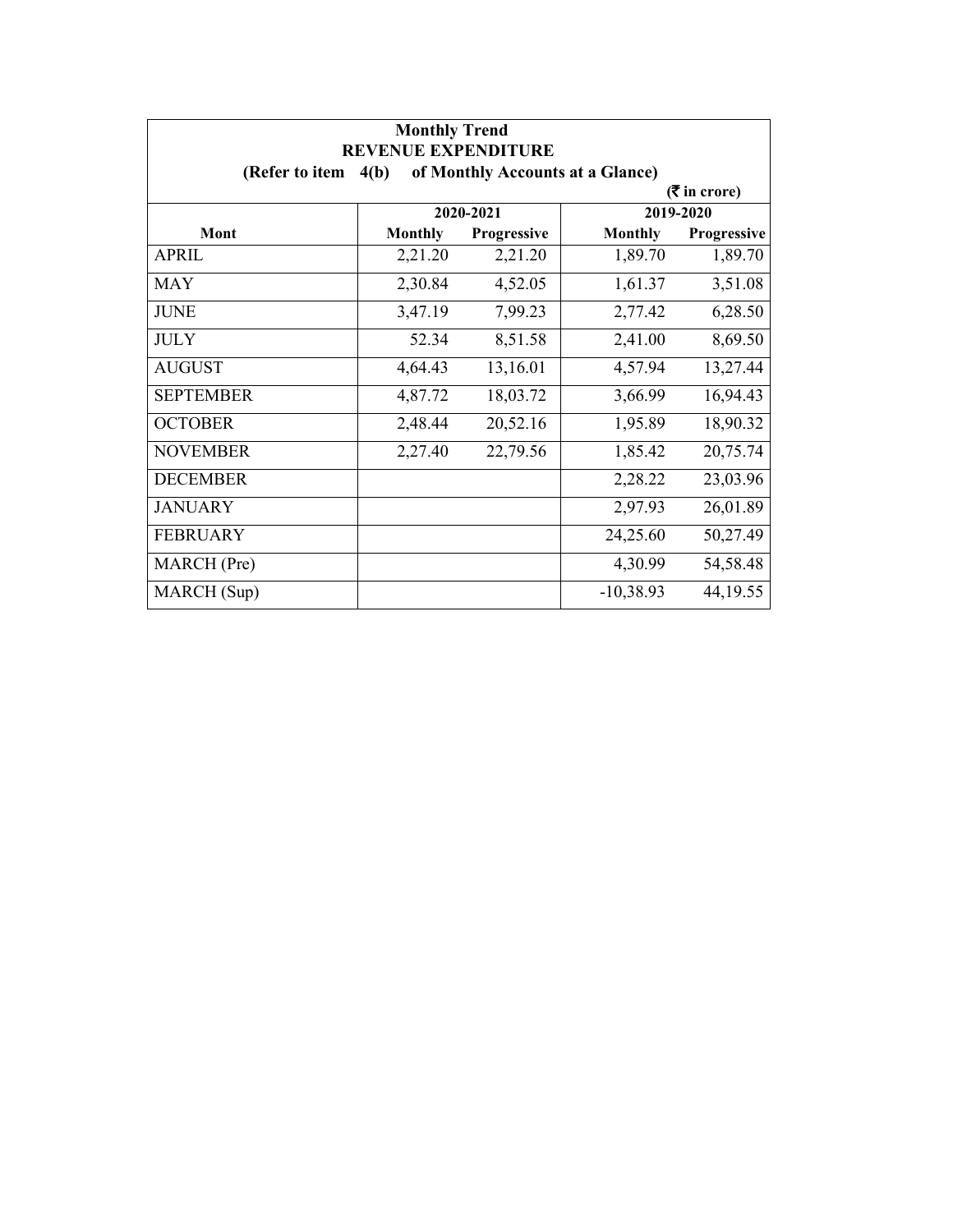**Monthly Trend**
**REVENUE EXPENDITURE**
**(Refer to item 4(b) of Monthly Accounts at a Glance)**

**(₹ in crore)**

| | 2020-2021 | | 2019-2020 | |
|---|---|---|---|---|
| **Mont** | **Monthly** | **Progressive** | **Monthly** | **Progressive** |
| APRIL | 2,21.20 | 2,21.20 | 1,89.70 | 1,89.70 |
| MAY | 2,30.84 | 4,52.05 | 1,61.37 | 3,51.08 |
| JUNE | 3,47.19 | 7,99.23 | 2,77.42 | 6,28.50 |
| JULY | 52.34 | 8,51.58 | 2,41.00 | 8,69.50 |
| AUGUST | 4,64.43 | 13,16.01 | 4,57.94 | 13,27.44 |
| SEPTEMBER | 4,87.72 | 18,03.72 | 3,66.99 | 16,94.43 |
| OCTOBER | 2,48.44 | 20,52.16 | 1,95.89 | 18,90.32 |
| NOVEMBER | 2,27.40 | 22,79.56 | 1,85.42 | 20,75.74 |
| DECEMBER | | | 2,28.22 | 23,03.96 |
| JANUARY | | | 2,97.93 | 26,01.89 |
| FEBRUARY | | | 24,25.60 | 50,27.49 |
| MARCH (Pre) | | | 4,30.99 | 54,58.48 |
| MARCH (Sup) | | | -10,38.93 | 44,19.55 |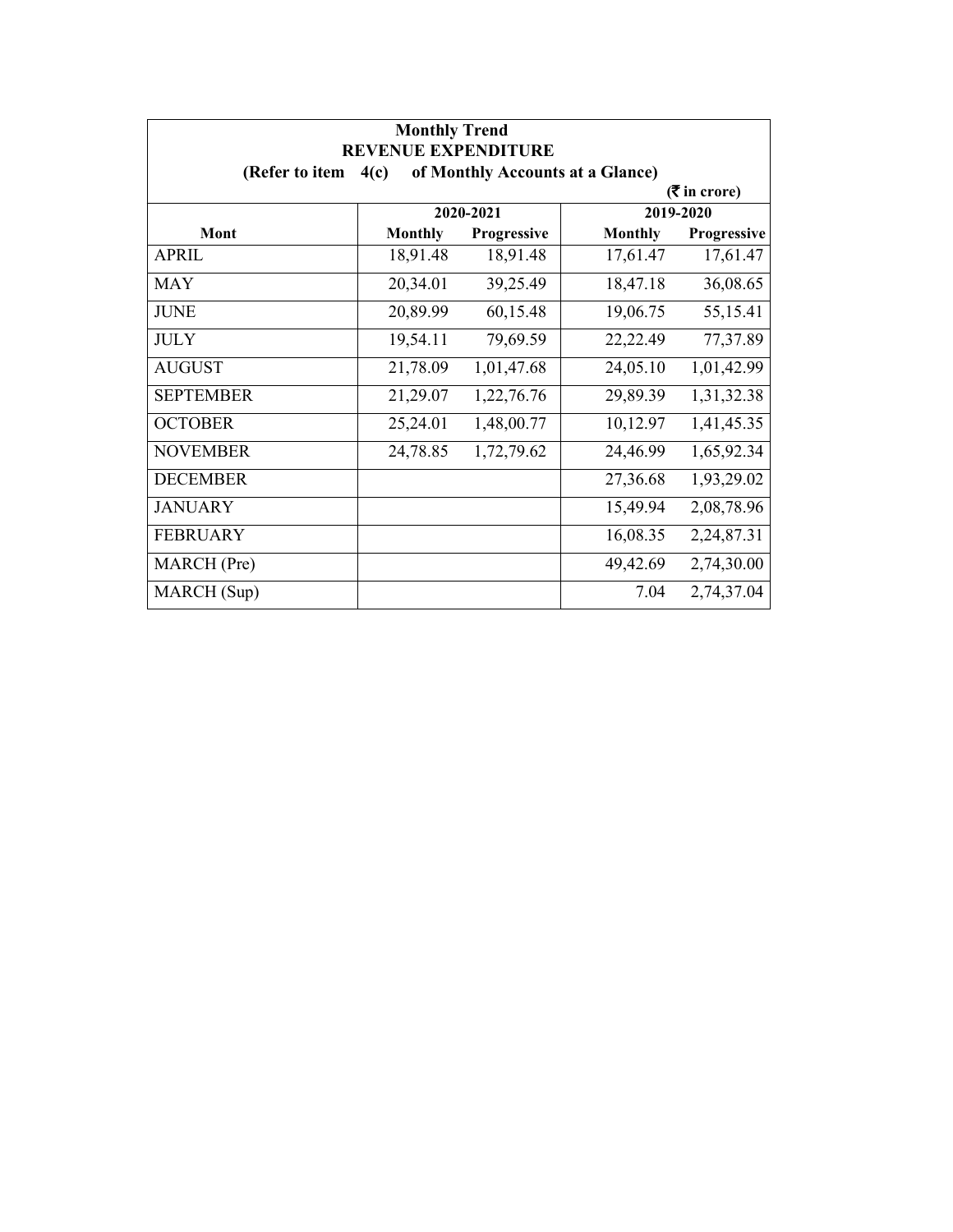**Monthly Trend**
**REVENUE EXPENDITURE**
**(Refer to item 4(c) of Monthly Accounts at a Glance)**

**(₹ in crore)**

| Mont | 2020-2021 | | 2019-2020 | |
|---|---|---|---|---|
| | Monthly | Progressive | Monthly | Progressive |
| APRIL | 18,91.48 | 18,91.48 | 17,61.47 | 17,61.47 |
| MAY | 20,34.01 | 39,25.49 | 18,47.18 | 36,08.65 |
| JUNE | 20,89.99 | 60,15.48 | 19,06.75 | 55,15.41 |
| JULY | 19,54.11 | 79,69.59 | 22,22.49 | 77,37.89 |
| AUGUST | 21,78.09 | 1,01,47.68 | 24,05.10 | 1,01,42.99 |
| SEPTEMBER | 21,29.07 | 1,22,76.76 | 29,89.39 | 1,31,32.38 |
| OCTOBER | 25,24.01 | 1,48,00.77 | 10,12.97 | 1,41,45.35 |
| NOVEMBER | 24,78.85 | 1,72,79.62 | 24,46.99 | 1,65,92.34 |
| DECEMBER | | | 27,36.68 | 1,93,29.02 |
| JANUARY | | | 15,49.94 | 2,08,78.96 |
| FEBRUARY | | | 16,08.35 | 2,24,87.31 |
| MARCH (Pre) | | | 49,42.69 | 2,74,30.00 |
| MARCH (Sup) | | | 7.04 | 2,74,37.04 |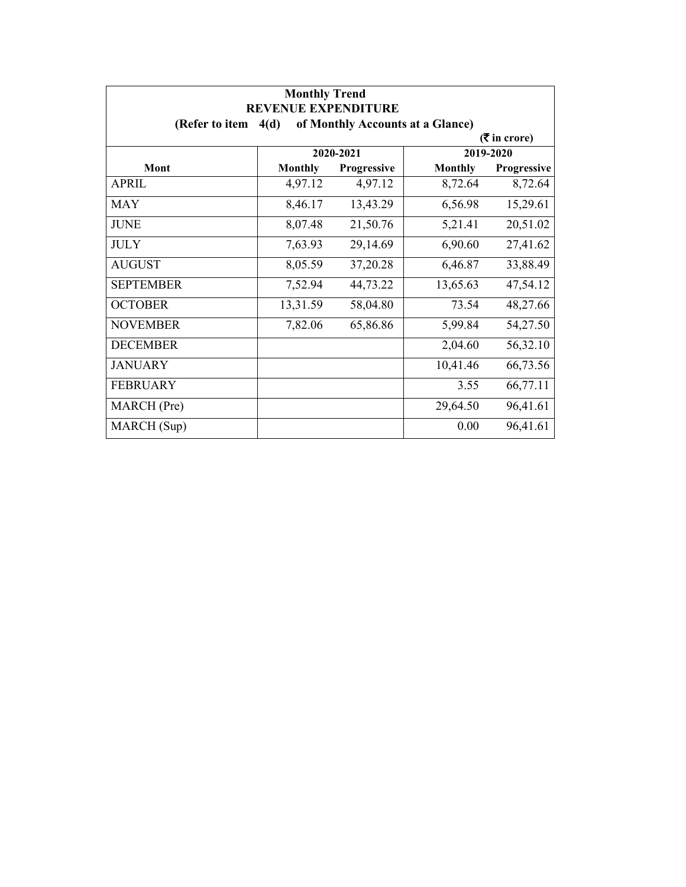**Monthly Trend**
**REVENUE EXPENDITURE**
**(Refer to item 4(d) of Monthly Accounts at a Glance)**

(₹ in crore)

| Mont | 2020-2021 | | 2019-2020 | |
|---|---|---|---|---|
| | Monthly | Progressive | Monthly | Progressive |
| APRIL | 4,97.12 | 4,97.12 | 8,72.64 | 8,72.64 |
| MAY | 8,46.17 | 13,43.29 | 6,56.98 | 15,29.61 |
| JUNE | 8,07.48 | 21,50.76 | 5,21.41 | 20,51.02 |
| JULY | 7,63.93 | 29,14.69 | 6,90.60 | 27,41.62 |
| AUGUST | 8,05.59 | 37,20.28 | 6,46.87 | 33,88.49 |
| SEPTEMBER | 7,52.94 | 44,73.22 | 13,65.63 | 47,54.12 |
| OCTOBER | 13,31.59 | 58,04.80 | 73.54 | 48,27.66 |
| NOVEMBER | 7,82.06 | 65,86.86 | 5,99.84 | 54,27.50 |
| DECEMBER | | | 2,04.60 | 56,32.10 |
| JANUARY | | | 10,41.46 | 66,73.56 |
| FEBRUARY | | | 3.55 | 66,77.11 |
| MARCH (Pre) | | | 29,64.50 | 96,41.61 |
| MARCH (Sup) | | | 0.00 | 96,41.61 |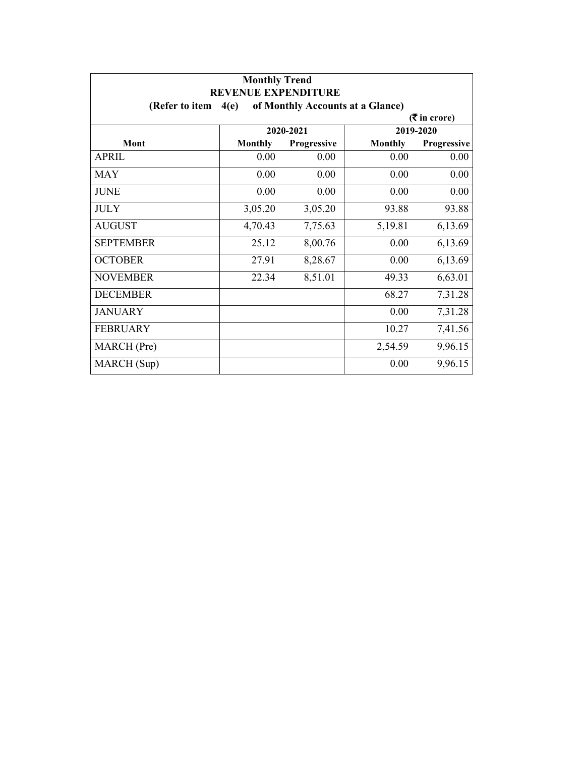**Monthly Trend**

**REVENUE EXPENDITURE**

**(Refer to item 4(e) of Monthly Accounts at a Glance)**

**(₹ in crore)**

| Mont | 2020-2021 | | 2019-2020 | |
|---|---|---|---|---|
| | Monthly | Progressive | Monthly | Progressive |
| APRIL | 0.00 | 0.00 | 0.00 | 0.00 |
| MAY | 0.00 | 0.00 | 0.00 | 0.00 |
| JUNE | 0.00 | 0.00 | 0.00 | 0.00 |
| JULY | 3,05.20 | 3,05.20 | 93.88 | 93.88 |
| AUGUST | 4,70.43 | 7,75.63 | 5,19.81 | 6,13.69 |
| SEPTEMBER | 25.12 | 8,00.76 | 0.00 | 6,13.69 |
| OCTOBER | 27.91 | 8,28.67 | 0.00 | 6,13.69 |
| NOVEMBER | 22.34 | 8,51.01 | 49.33 | 6,63.01 |
| DECEMBER | | | 68.27 | 7,31.28 |
| JANUARY | | | 0.00 | 7,31.28 |
| FEBRUARY | | | 10.27 | 7,41.56 |
| MARCH (Pre) | | | 2,54.59 | 9,96.15 |
| MARCH (Sup) | | | 0.00 | 9,96.15 |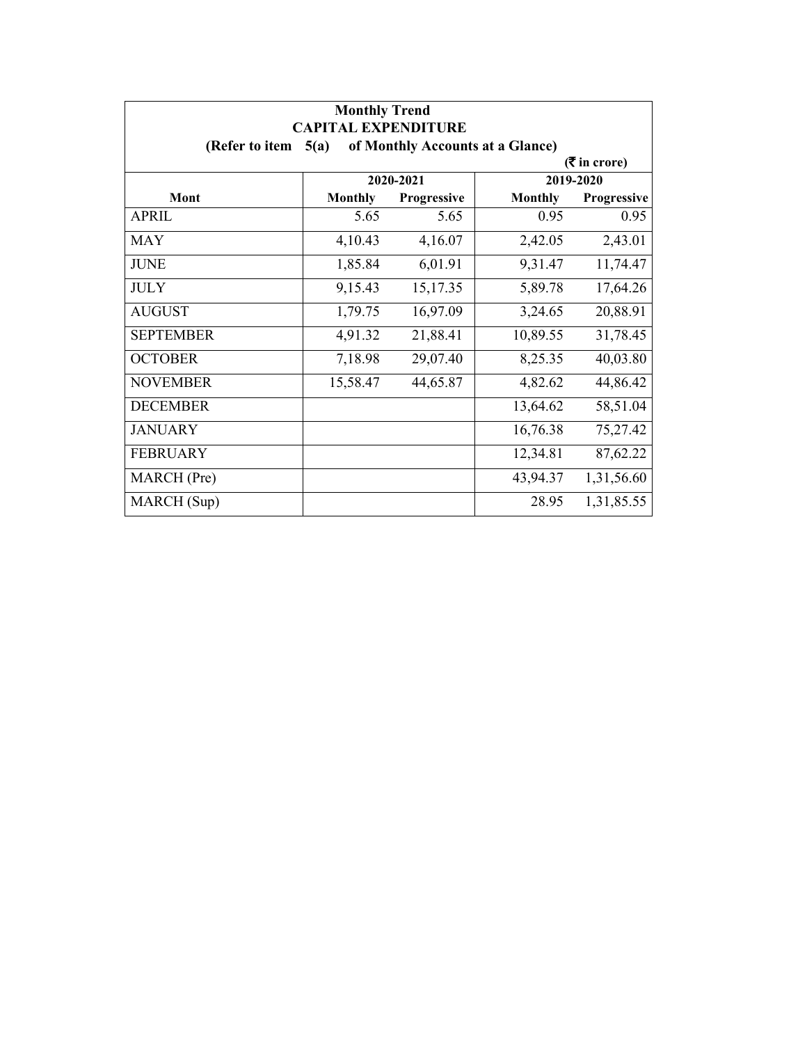**Monthly Trend**

**CAPITAL EXPENDITURE**

**(Refer to item 5(a) of Monthly Accounts at a Glance)**

**(₹ in crore)**

| Mont | 2020-2021 | | 2019-2020 | |
|---|---|---|---|---|
| | Monthly | Progressive | Monthly | Progressive |
| APRIL | 5.65 | 5.65 | 0.95 | 0.95 |
| MAY | 4,10.43 | 4,16.07 | 2,42.05 | 2,43.01 |
| JUNE | 1,85.84 | 6,01.91 | 9,31.47 | 11,74.47 |
| JULY | 9,15.43 | 15,17.35 | 5,89.78 | 17,64.26 |
| AUGUST | 1,79.75 | 16,97.09 | 3,24.65 | 20,88.91 |
| SEPTEMBER | 4,91.32 | 21,88.41 | 10,89.55 | 31,78.45 |
| OCTOBER | 7,18.98 | 29,07.40 | 8,25.35 | 40,03.80 |
| NOVEMBER | 15,58.47 | 44,65.87 | 4,82.62 | 44,86.42 |
| DECEMBER | | | 13,64.62 | 58,51.04 |
| JANUARY | | | 16,76.38 | 75,27.42 |
| FEBRUARY | | | 12,34.81 | 87,62.22 |
| MARCH (Pre) | | | 43,94.37 | 1,31,56.60 |
| MARCH (Sup) | | | 28.95 | 1,31,85.55 |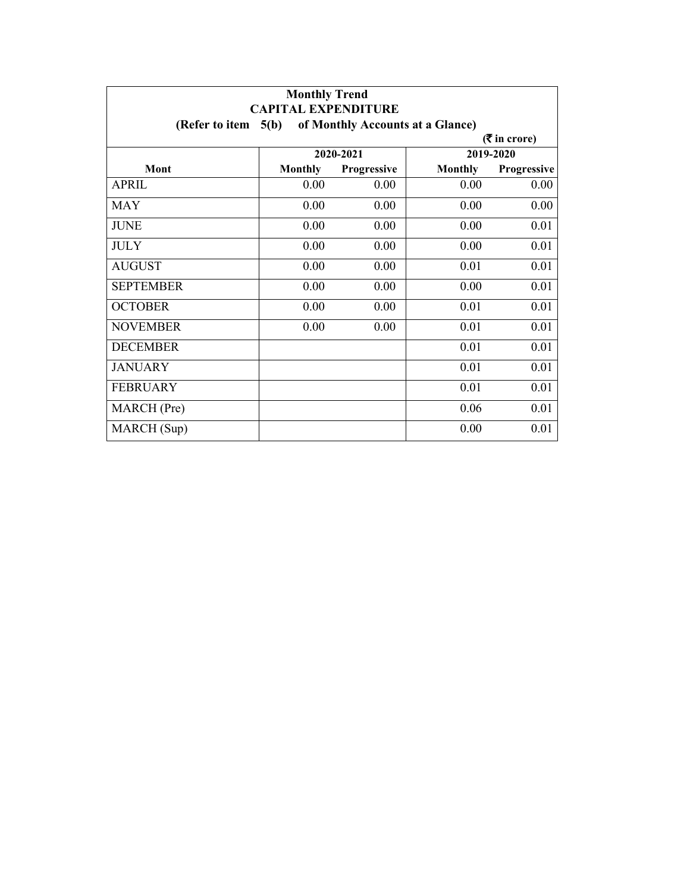**Monthly Trend**
**CAPITAL EXPENDITURE**
**(Refer to item 5(b) of Monthly Accounts at a Glance)**

**(₹ in crore)**

| Mont | 2020-2021 | | 2019-2020 | |
|---|---|---|---|---|
| | Monthly | Progressive | Monthly | Progressive |
| APRIL | 0.00 | 0.00 | 0.00 | 0.00 |
| MAY | 0.00 | 0.00 | 0.00 | 0.00 |
| JUNE | 0.00 | 0.00 | 0.00 | 0.01 |
| JULY | 0.00 | 0.00 | 0.00 | 0.01 |
| AUGUST | 0.00 | 0.00 | 0.01 | 0.01 |
| SEPTEMBER | 0.00 | 0.00 | 0.00 | 0.01 |
| OCTOBER | 0.00 | 0.00 | 0.01 | 0.01 |
| NOVEMBER | 0.00 | 0.00 | 0.01 | 0.01 |
| DECEMBER | | | 0.01 | 0.01 |
| JANUARY | | | 0.01 | 0.01 |
| FEBRUARY | | | 0.01 | 0.01 |
| MARCH (Pre) | | | 0.06 | 0.01 |
| MARCH (Sup) | | | 0.00 | 0.01 |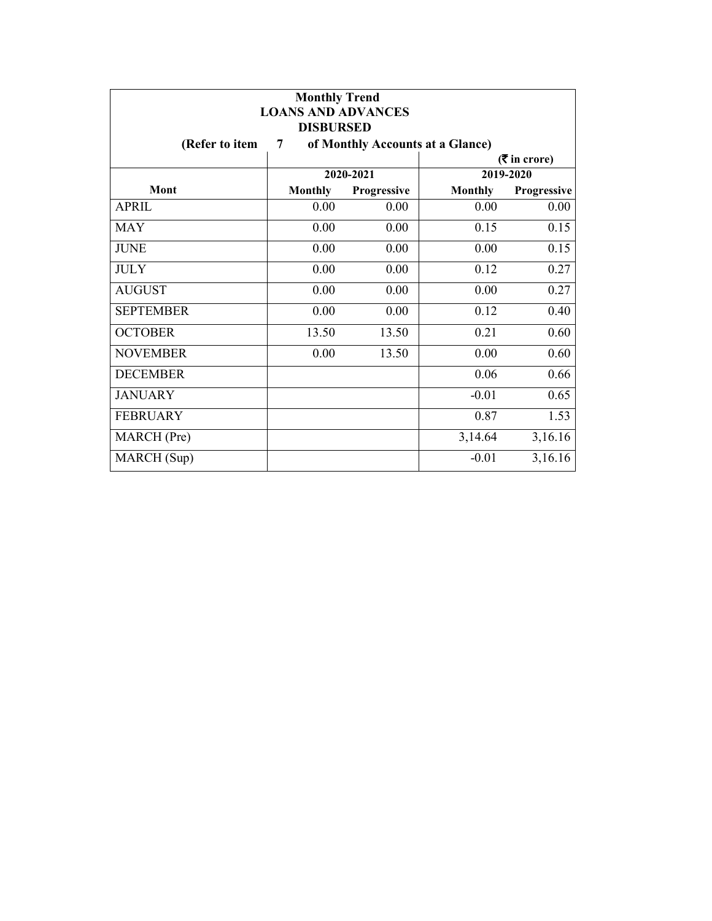**Monthly Trend**
**LOANS AND ADVANCES**
**DISBURSED**
**(Refer to item 7 of Monthly Accounts at a Glance)**

(₹ in crore)

| Mont | 2020-2021 | | 2019-2020 | |
|---|---|---|---|---|
| | Monthly | Progressive | Monthly | Progressive |
| APRIL | 0.00 | 0.00 | 0.00 | 0.00 |
| MAY | 0.00 | 0.00 | 0.15 | 0.15 |
| JUNE | 0.00 | 0.00 | 0.00 | 0.15 |
| JULY | 0.00 | 0.00 | 0.12 | 0.27 |
| AUGUST | 0.00 | 0.00 | 0.00 | 0.27 |
| SEPTEMBER | 0.00 | 0.00 | 0.12 | 0.40 |
| OCTOBER | 13.50 | 13.50 | 0.21 | 0.60 |
| NOVEMBER | 0.00 | 13.50 | 0.00 | 0.60 |
| DECEMBER | | | 0.06 | 0.66 |
| JANUARY | | | -0.01 | 0.65 |
| FEBRUARY | | | 0.87 | 1.53 |
| MARCH (Pre) | | | 3,14.64 | 3,16.16 |
| MARCH (Sup) | | | -0.01 | 3,16.16 |